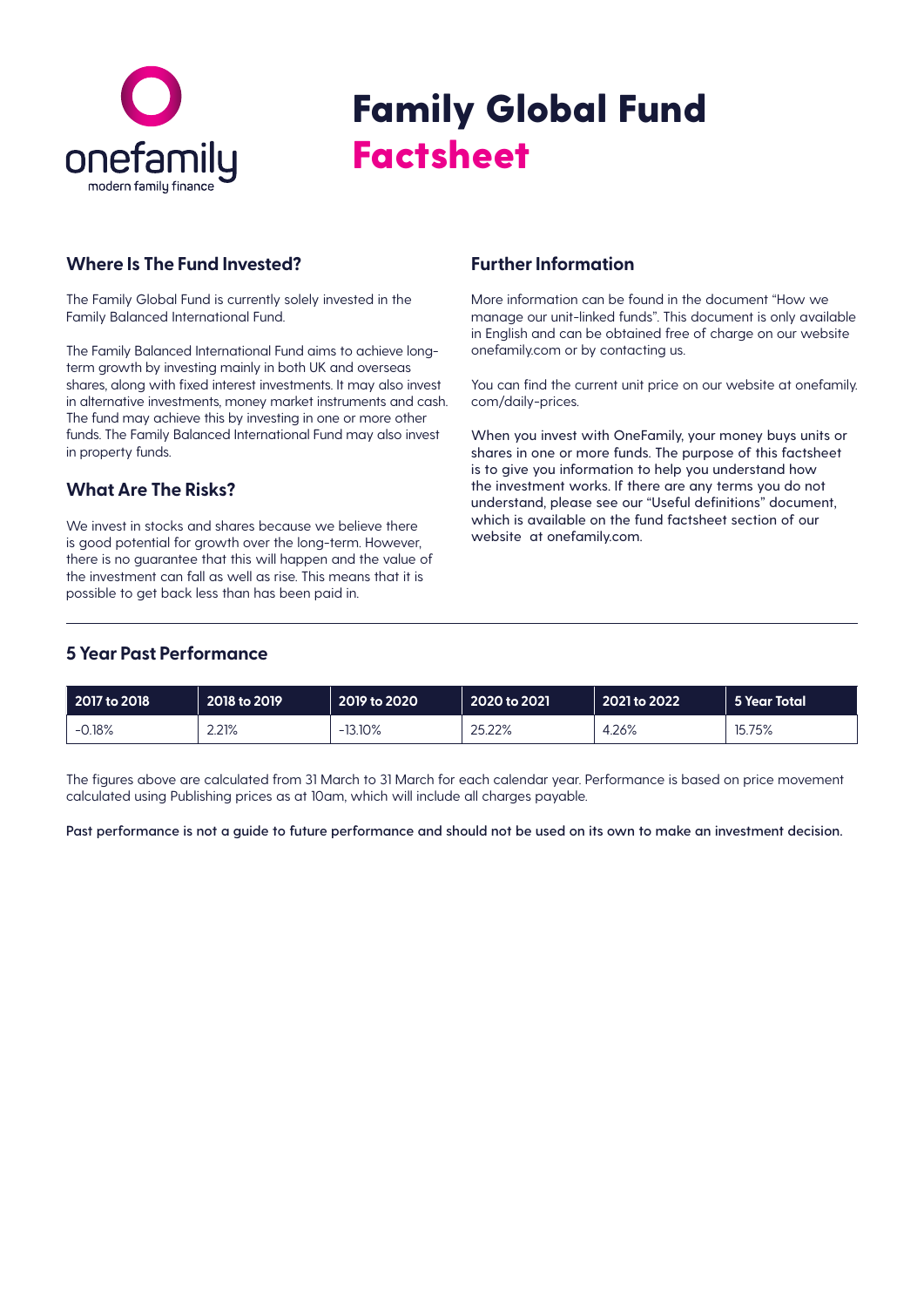onefamily
modern family finance

# Family Global Fund Factsheet

## Where Is The Fund Invested?

The Family Global Fund is currently solely invested in the Family Balanced International Fund.

The Family Balanced International Fund aims to achieve long-term growth by investing mainly in both UK and overseas shares, along with fixed interest investments. It may also invest in alternative investments, money market instruments and cash. The fund may achieve this by investing in one or more other funds. The Family Balanced International Fund may also invest in property funds.

## What Are The Risks?

We invest in stocks and shares because we believe there is good potential for growth over the long-term. However, there is no guarantee that this will happen and the value of the investment can fall as well as rise. This means that it is possible to get back less than has been paid in.

## Further Information

More information can be found in the document "How we manage our unit-linked funds". This document is only available in English and can be obtained free of charge on our website onefamily.com or by contacting us.

You can find the current unit price on our website at onefamily.com/daily-prices.

When you invest with OneFamily, your money buys units or shares in one or more funds. The purpose of this factsheet is to give you information to help you understand how the investment works. If there are any terms you do not understand, please see our "Useful definitions" document, which is available on the fund factsheet section of our website at onefamily.com.

## 5 Year Past Performance

| 2017 to 2018 | 2018 to 2019 | 2019 to 2020 | 2020 to 2021 | 2021 to 2022 | 5 Year Total |
|---|---|---|---|---|---|
| -0.18% | 2.21% | -13.10% | 25.22% | 4.26% | 15.75% |

The figures above are calculated from 31 March to 31 March for each calendar year. Performance is based on price movement calculated using Publishing prices as at 10am, which will include all charges payable.

**Past performance is not a guide to future performance and should not be used on its own to make an investment decision.**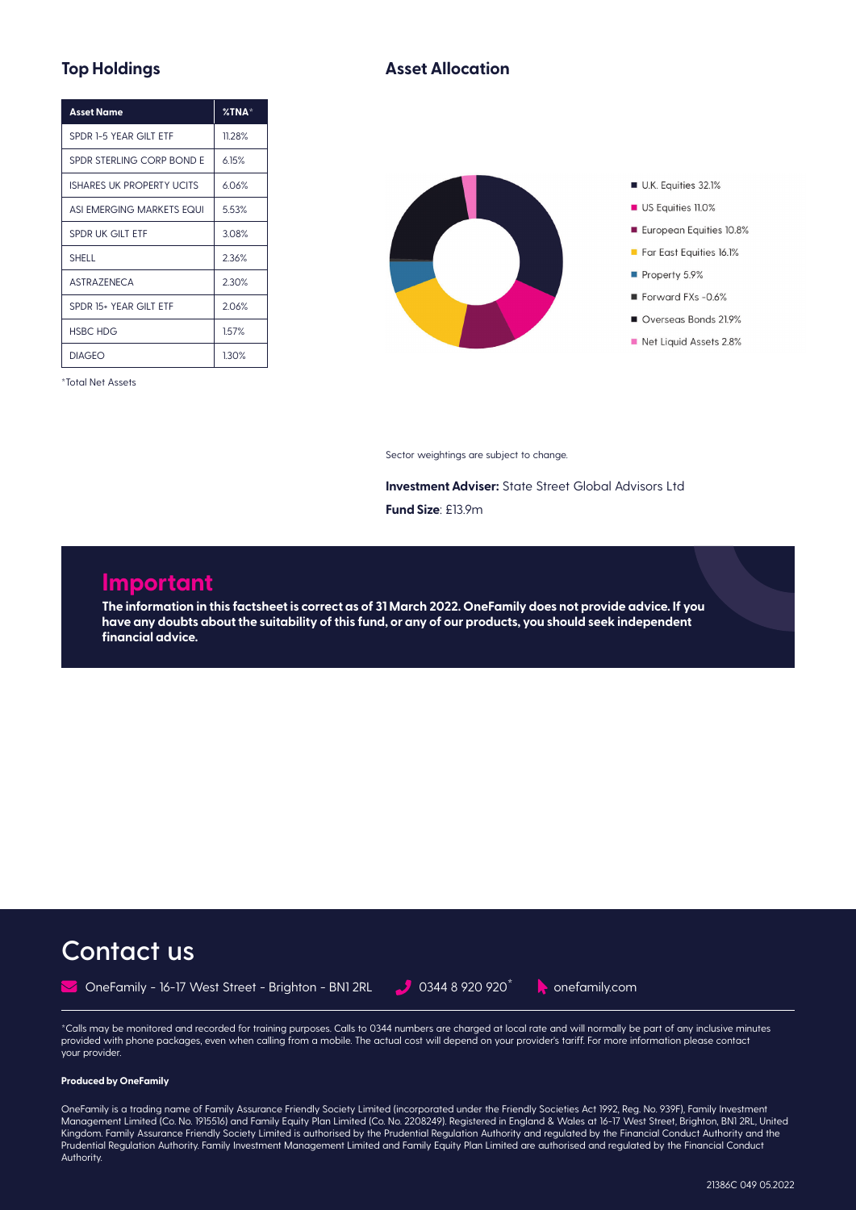## Top Holdings

| Asset Name | %TNA* |
|---|---|
| SPDR 1-5 YEAR GILT ETF | 11.28% |
| SPDR STERLING CORP BOND E | 6.15% |
| ISHARES UK PROPERTY UCITS | 6.06% |
| ASI EMERGING MARKETS EQUI | 5.53% |
| SPDR UK GILT ETF | 3.08% |
| SHELL | 2.36% |
| ASTRAZENECA | 2.30% |
| SPDR 15+ YEAR GILT ETF | 2.06% |
| HSBC HDG | 1.57% |
| DIAGEO | 1.30% |

*Total Net Assets

## Asset Allocation

U.K. Equities 32.1%
US Equities 11.0%
European Equities 10.8%
Far East Equities 16.1%
Property 5.9%
Forward FXs -0.6%
Overseas Bonds 21.9%
Net Liquid Assets 2.8%

Sector weightings are subject to change.

**Investment Adviser:** State Street Global Advisors Ltd

**Fund Size**: £13.9m

## Important

**The information in this factsheet is correct as of 31 March 2022. OneFamily does not provide advice. If you have any doubts about the suitability of this fund, or any of our products, you should seek independent financial advice.**

# Contact us

OneFamily - 16-17 West Street - Brighton - BN1 2RL    0344 8 920 920*    onefamily.com

*Calls may be monitored and recorded for training purposes. Calls to 0344 numbers are charged at local rate and will normally be part of any inclusive minutes provided with phone packages, even when calling from a mobile. The actual cost will depend on your provider's tariff. For more information please contact your provider.

**Produced by OneFamily**

OneFamily is a trading name of Family Assurance Friendly Society Limited (incorporated under the Friendly Societies Act 1992, Reg. No. 939F), Family Investment Management Limited (Co. No. 1915516) and Family Equity Plan Limited (Co. No. 2208249). Registered in England & Wales at 16-17 West Street, Brighton, BN1 2RL, United Kingdom. Family Assurance Friendly Society Limited is authorised by the Prudential Regulation Authority and regulated by the Financial Conduct Authority and the Prudential Regulation Authority. Family Investment Management Limited and Family Equity Plan Limited are authorised and regulated by the Financial Conduct Authority.

21386C 049 05.2022